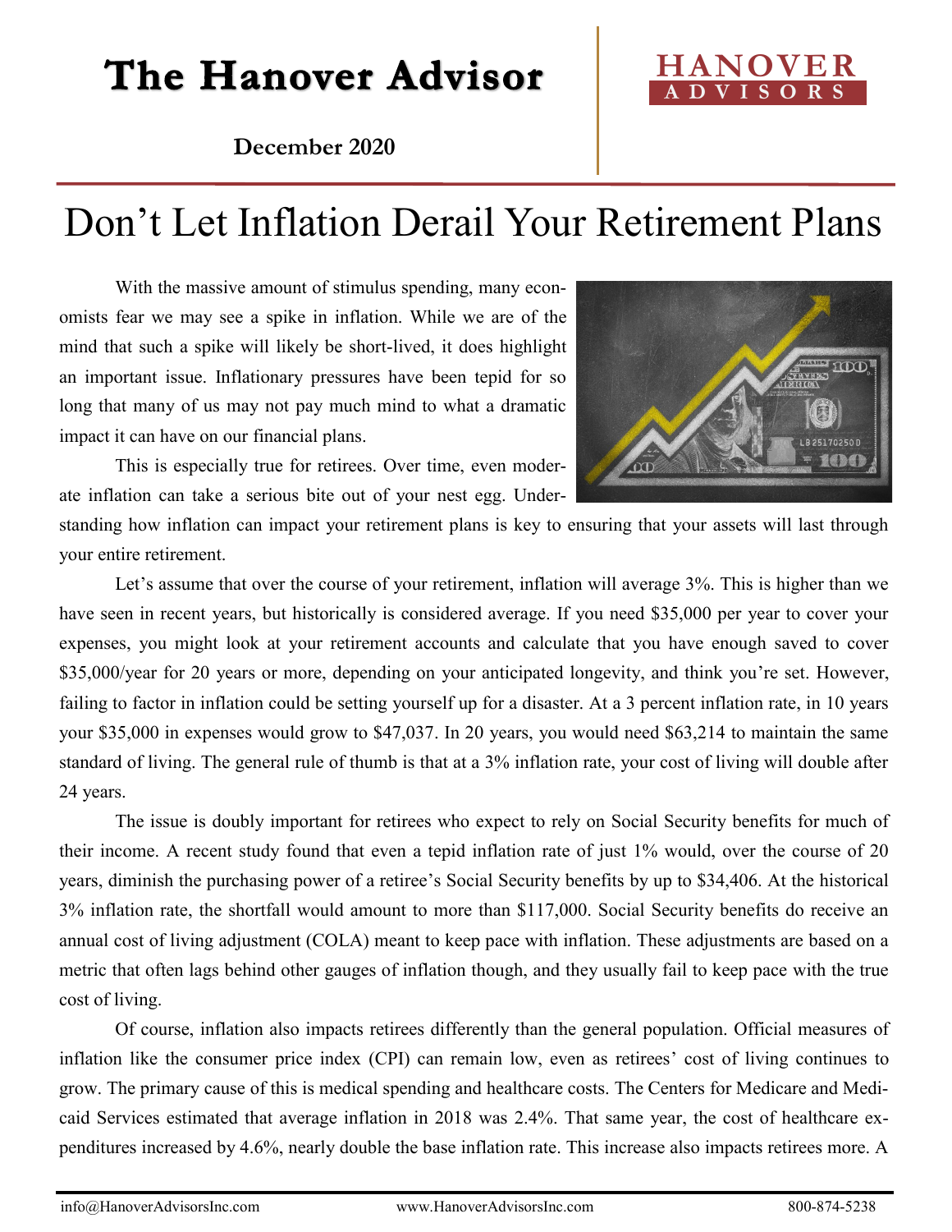# The Hanover Advisor

**December 2020**

# Don't Let Inflation Derail Your Retirement Plans

With the massive amount of stimulus spending, many economists fear we may see a spike in inflation. While we are of the mind that such a spike will likely be short-lived, it does highlight an important issue. Inflationary pressures have been tepid for so long that many of us may not pay much mind to what a dramatic impact it can have on our financial plans.

This is especially true for retirees. Over time, even moderate inflation can take a serious bite out of your nest egg. Understanding how inflation can impact your retirement plans is key to ensuring that your assets will last through your entire retirement.

Let's assume that over the course of your retirement, inflation will average 3%. This is higher than we have seen in recent years, but historically is considered average. If you need $35,000 per year to cover your expenses, you might look at your retirement accounts and calculate that you have enough saved to cover $35,000/year for 20 years or more, depending on your anticipated longevity, and think you're set. However, failing to factor in inflation could be setting yourself up for a disaster. At a 3 percent inflation rate, in 10 years your $35,000 in expenses would grow to $47,037. In 20 years, you would need $63,214 to maintain the same standard of living. The general rule of thumb is that at a 3% inflation rate, your cost of living will double after 24 years.

The issue is doubly important for retirees who expect to rely on Social Security benefits for much of their income. A recent study found that even a tepid inflation rate of just 1% would, over the course of 20 years, diminish the purchasing power of a retiree's Social Security benefits by up to $34,406. At the historical 3% inflation rate, the shortfall would amount to more than $117,000. Social Security benefits do receive an annual cost of living adjustment (COLA) meant to keep pace with inflation. These adjustments are based on a metric that often lags behind other gauges of inflation though, and they usually fail to keep pace with the true cost of living.

Of course, inflation also impacts retirees differently than the general population. Official measures of inflation like the consumer price index (CPI) can remain low, even as retirees' cost of living continues to grow. The primary cause of this is medical spending and healthcare costs. The Centers for Medicare and Medicaid Services estimated that average inflation in 2018 was 2.4%. That same year, the cost of healthcare expenditures increased by 4.6%, nearly double the base inflation rate. This increase also impacts retirees more. A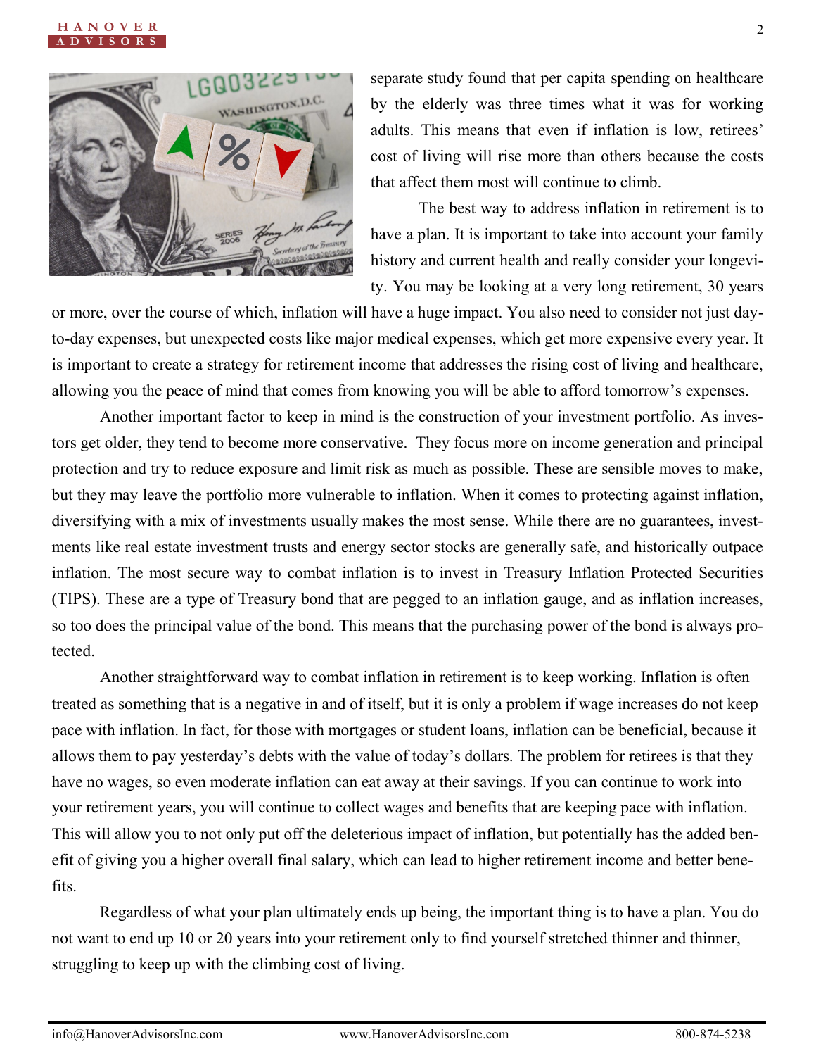separate study found that per capita spending on healthcare by the elderly was three times what it was for working adults. This means that even if inflation is low, retirees' cost of living will rise more than others because the costs that affect them most will continue to climb.

The best way to address inflation in retirement is to have a plan. It is important to take into account your family history and current health and really consider your longevity. You may be looking at a very long retirement, 30 years or more, over the course of which, inflation will have a huge impact. You also need to consider not just day-to-day expenses, but unexpected costs like major medical expenses, which get more expensive every year. It is important to create a strategy for retirement income that addresses the rising cost of living and healthcare, allowing you the peace of mind that comes from knowing you will be able to afford tomorrow's expenses.

Another important factor to keep in mind is the construction of your investment portfolio. As investors get older, they tend to become more conservative. They focus more on income generation and principal protection and try to reduce exposure and limit risk as much as possible. These are sensible moves to make, but they may leave the portfolio more vulnerable to inflation. When it comes to protecting against inflation, diversifying with a mix of investments usually makes the most sense. While there are no guarantees, investments like real estate investment trusts and energy sector stocks are generally safe, and historically outpace inflation. The most secure way to combat inflation is to invest in Treasury Inflation Protected Securities (TIPS). These are a type of Treasury bond that are pegged to an inflation gauge, and as inflation increases, so too does the principal value of the bond. This means that the purchasing power of the bond is always protected.

Another straightforward way to combat inflation in retirement is to keep working. Inflation is often treated as something that is a negative in and of itself, but it is only a problem if wage increases do not keep pace with inflation. In fact, for those with mortgages or student loans, inflation can be beneficial, because it allows them to pay yesterday's debts with the value of today's dollars. The problem for retirees is that they have no wages, so even moderate inflation can eat away at their savings. If you can continue to work into your retirement years, you will continue to collect wages and benefits that are keeping pace with inflation. This will allow you to not only put off the deleterious impact of inflation, but potentially has the added benefit of giving you a higher overall final salary, which can lead to higher retirement income and better benefits.

Regardless of what your plan ultimately ends up being, the important thing is to have a plan. You do not want to end up 10 or 20 years into your retirement only to find yourself stretched thinner and thinner, struggling to keep up with the climbing cost of living.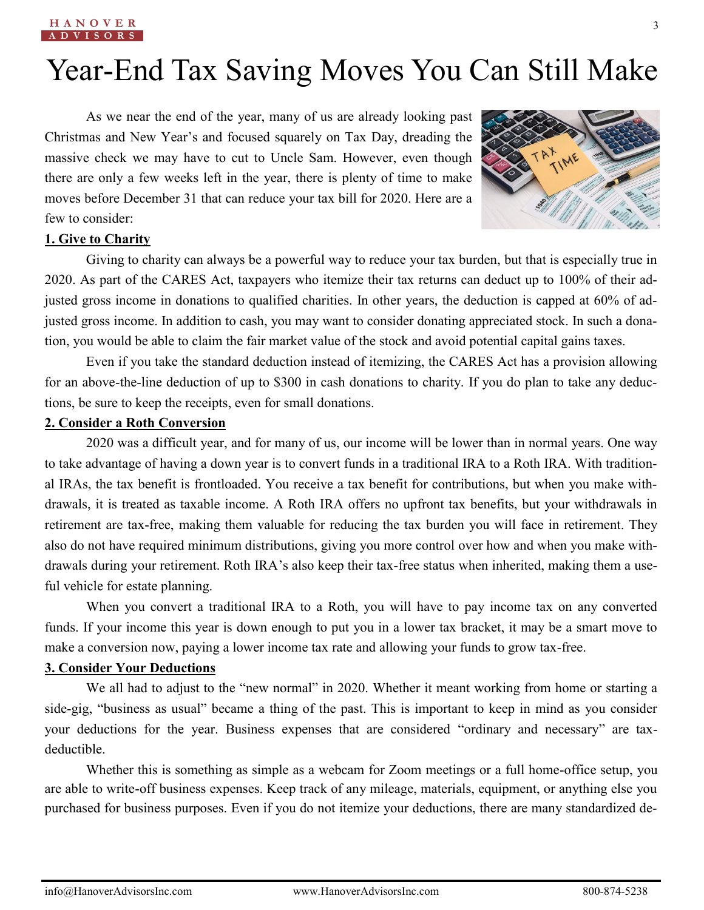# Year-End Tax Saving Moves You Can Still Make

As we near the end of the year, many of us are already looking past Christmas and New Year's and focused squarely on Tax Day, dreading the massive check we may have to cut to Uncle Sam. However, even though there are only a few weeks left in the year, there is plenty of time to make moves before December 31 that can reduce your tax bill for 2020. Here are a few to consider:

**1. Give to Charity**

Giving to charity can always be a powerful way to reduce your tax burden, but that is especially true in 2020. As part of the CARES Act, taxpayers who itemize their tax returns can deduct up to 100% of their adjusted gross income in donations to qualified charities. In other years, the deduction is capped at 60% of adjusted gross income. In addition to cash, you may want to consider donating appreciated stock. In such a donation, you would be able to claim the fair market value of the stock and avoid potential capital gains taxes.

Even if you take the standard deduction instead of itemizing, the CARES Act has a provision allowing for an above-the-line deduction of up to $300 in cash donations to charity. If you do plan to take any deductions, be sure to keep the receipts, even for small donations.

**2. Consider a Roth Conversion**

2020 was a difficult year, and for many of us, our income will be lower than in normal years. One way to take advantage of having a down year is to convert funds in a traditional IRA to a Roth IRA. With traditional IRAs, the tax benefit is frontloaded. You receive a tax benefit for contributions, but when you make withdrawals, it is treated as taxable income. A Roth IRA offers no upfront tax benefits, but your withdrawals in retirement are tax-free, making them valuable for reducing the tax burden you will face in retirement. They also do not have required minimum distributions, giving you more control over how and when you make withdrawals during your retirement. Roth IRA's also keep their tax-free status when inherited, making them a useful vehicle for estate planning.

When you convert a traditional IRA to a Roth, you will have to pay income tax on any converted funds. If your income this year is down enough to put you in a lower tax bracket, it may be a smart move to make a conversion now, paying a lower income tax rate and allowing your funds to grow tax-free.

**3. Consider Your Deductions**

We all had to adjust to the "new normal" in 2020. Whether it meant working from home or starting a side-gig, "business as usual" became a thing of the past. This is important to keep in mind as you consider your deductions for the year. Business expenses that are considered "ordinary and necessary" are tax-deductible.

Whether this is something as simple as a webcam for Zoom meetings or a full home-office setup, you are able to write-off business expenses. Keep track of any mileage, materials, equipment, or anything else you purchased for business purposes. Even if you do not itemize your deductions, there are many standardized de-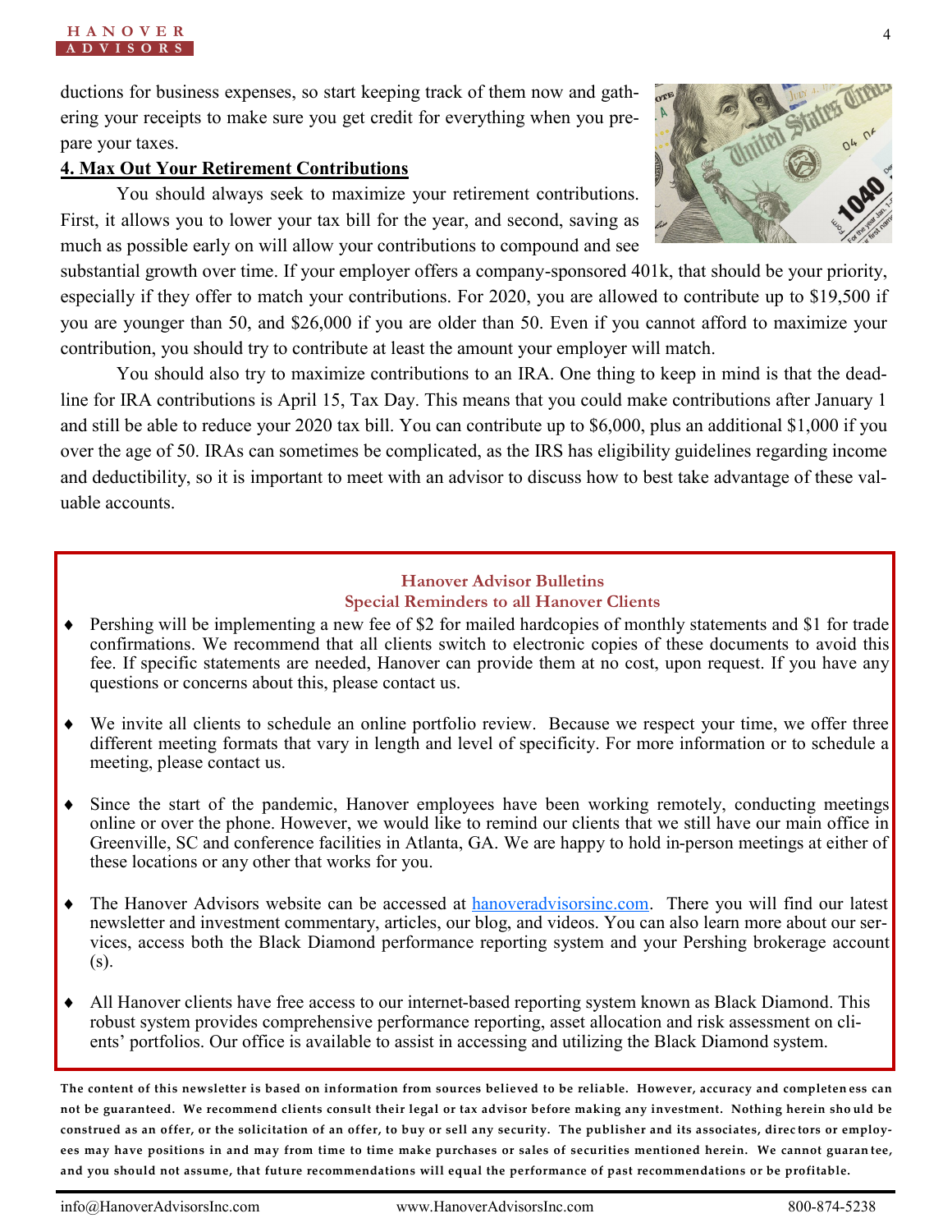ductions for business expenses, so start keeping track of them now and gathering your receipts to make sure you get credit for everything when you prepare your taxes.

**4. Max Out Your Retirement Contributions**

You should always seek to maximize your retirement contributions. First, it allows you to lower your tax bill for the year, and second, saving as much as possible early on will allow your contributions to compound and see substantial growth over time. If your employer offers a company-sponsored 401k, that should be your priority, especially if they offer to match your contributions. For 2020, you are allowed to contribute up to $19,500 if you are younger than 50, and $26,000 if you are older than 50. Even if you cannot afford to maximize your contribution, you should try to contribute at least the amount your employer will match.

You should also try to maximize contributions to an IRA. One thing to keep in mind is that the deadline for IRA contributions is April 15, Tax Day. This means that you could make contributions after January 1 and still be able to reduce your 2020 tax bill. You can contribute up to $6,000, plus an additional $1,000 if you over the age of 50. IRAs can sometimes be complicated, as the IRS has eligibility guidelines regarding income and deductibility, so it is important to meet with an advisor to discuss how to best take advantage of these valuable accounts.

**Hanover Advisor Bulletins**
**Special Reminders to all Hanover Clients**

- Pershing will be implementing a new fee of $2 for mailed hardcopies of monthly statements and $1 for trade confirmations. We recommend that all clients switch to electronic copies of these documents to avoid this fee. If specific statements are needed, Hanover can provide them at no cost, upon request. If you have any questions or concerns about this, please contact us.

- We invite all clients to schedule an online portfolio review. Because we respect your time, we offer three different meeting formats that vary in length and level of specificity. For more information or to schedule a meeting, please contact us.

- Since the start of the pandemic, Hanover employees have been working remotely, conducting meetings online or over the phone. However, we would like to remind our clients that we still have our main office in Greenville, SC and conference facilities in Atlanta, GA. We are happy to hold in-person meetings at either of these locations or any other that works for you.

- The Hanover Advisors website can be accessed at hanoveradvisorsinc.com. There you will find our latest newsletter and investment commentary, articles, our blog, and videos. You can also learn more about our services, access both the Black Diamond performance reporting system and your Pershing brokerage account (s).

- All Hanover clients have free access to our internet-based reporting system known as Black Diamond. This robust system provides comprehensive performance reporting, asset allocation and risk assessment on clients' portfolios. Our office is available to assist in accessing and utilizing the Black Diamond system.

**The content of this newsletter is based on information from sources believed to be reliable. However, accuracy and completeness can not be guaranteed. We recommend clients consult their legal or tax advisor before making any investment. Nothing herein should be construed as an offer, or the solicitation of an offer, to buy or sell any security. The publisher and its associates, directors or employees may have positions in and may from time to time make purchases or sales of securities mentioned herein. We cannot guarantee, and you should not assume, that future recommendations will equal the performance of past recommendations or be profitable.**

info@HanoverAdvisorsInc.com www.HanoverAdvisorsInc.com 800-874-5238